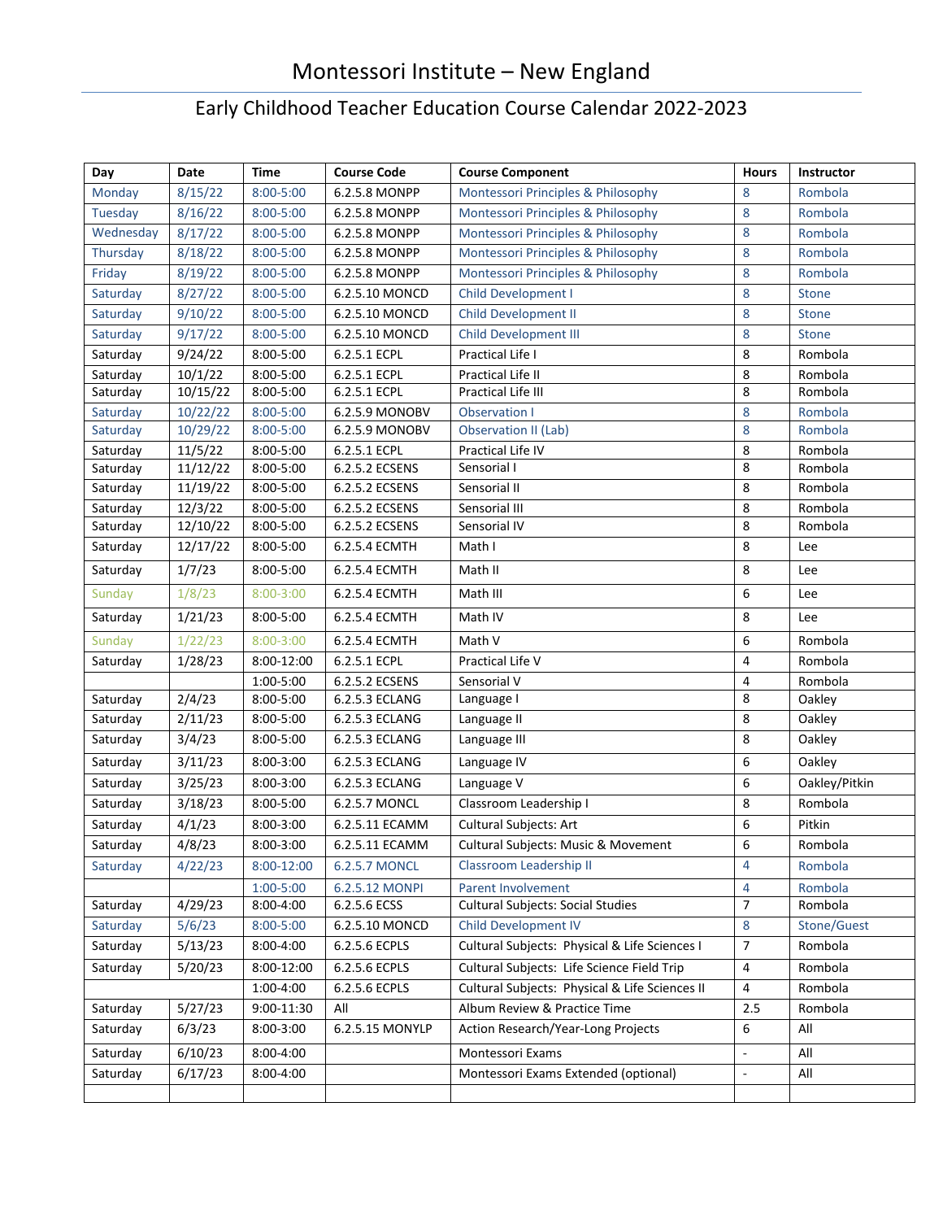# Montessori Institute – New England

## Early Childhood Teacher Education Course Calendar 2022-2023

| Day | Date | Time | Course Code | Course Component | Hours | Instructor |
|---|---|---|---|---|---|---|
| Monday | 8/15/22 | 8:00-5:00 | 6.2.5.8 MONPP | Montessori Principles & Philosophy | 8 | Rombola |
| Tuesday | 8/16/22 | 8:00-5:00 | 6.2.5.8 MONPP | Montessori Principles & Philosophy | 8 | Rombola |
| Wednesday | 8/17/22 | 8:00-5:00 | 6.2.5.8 MONPP | Montessori Principles & Philosophy | 8 | Rombola |
| Thursday | 8/18/22 | 8:00-5:00 | 6.2.5.8 MONPP | Montessori Principles & Philosophy | 8 | Rombola |
| Friday | 8/19/22 | 8:00-5:00 | 6.2.5.8 MONPP | Montessori Principles & Philosophy | 8 | Rombola |
| Saturday | 8/27/22 | 8:00-5:00 | 6.2.5.10 MONCD | Child Development I | 8 | Stone |
| Saturday | 9/10/22 | 8:00-5:00 | 6.2.5.10 MONCD | Child Development II | 8 | Stone |
| Saturday | 9/17/22 | 8:00-5:00 | 6.2.5.10 MONCD | Child Development III | 8 | Stone |
| Saturday | 9/24/22 | 8:00-5:00 | 6.2.5.1 ECPL | Practical Life I | 8 | Rombola |
| Saturday | 10/1/22 | 8:00-5:00 | 6.2.5.1 ECPL | Practical Life II | 8 | Rombola |
| Saturday | 10/15/22 | 8:00-5:00 | 6.2.5.1 ECPL | Practical Life III | 8 | Rombola |
| Saturday | 10/22/22 | 8:00-5:00 | 6.2.5.9 MONOBV | Observation I | 8 | Rombola |
| Saturday | 10/29/22 | 8:00-5:00 | 6.2.5.9 MONOBV | Observation II (Lab) | 8 | Rombola |
| Saturday | 11/5/22 | 8:00-5:00 | 6.2.5.1 ECPL | Practical Life IV | 8 | Rombola |
| Saturday | 11/12/22 | 8:00-5:00 | 6.2.5.2 ECSENS | Sensorial I | 8 | Rombola |
| Saturday | 11/19/22 | 8:00-5:00 | 6.2.5.2 ECSENS | Sensorial II | 8 | Rombola |
| Saturday | 12/3/22 | 8:00-5:00 | 6.2.5.2 ECSENS | Sensorial III | 8 | Rombola |
| Saturday | 12/10/22 | 8:00-5:00 | 6.2.5.2 ECSENS | Sensorial IV | 8 | Rombola |
| Saturday | 12/17/22 | 8:00-5:00 | 6.2.5.4 ECMTH | Math I | 8 | Lee |
| Saturday | 1/7/23 | 8:00-5:00 | 6.2.5.4 ECMTH | Math II | 8 | Lee |
| Sunday | 1/8/23 | 8:00-3:00 | 6.2.5.4 ECMTH | Math III | 6 | Lee |
| Saturday | 1/21/23 | 8:00-5:00 | 6.2.5.4 ECMTH | Math IV | 8 | Lee |
| Sunday | 1/22/23 | 8:00-3:00 | 6.2.5.4 ECMTH | Math V | 6 | Rombola |
| Saturday | 1/28/23 | 8:00-12:00 | 6.2.5.1 ECPL | Practical Life V | 4 | Rombola |
| | | 1:00-5:00 | 6.2.5.2 ECSENS | Sensorial V | 4 | Rombola |
| Saturday | 2/4/23 | 8:00-5:00 | 6.2.5.3 ECLANG | Language I | 8 | Oakley |
| Saturday | 2/11/23 | 8:00-5:00 | 6.2.5.3 ECLANG | Language II | 8 | Oakley |
| Saturday | 3/4/23 | 8:00-5:00 | 6.2.5.3 ECLANG | Language III | 8 | Oakley |
| Saturday | 3/11/23 | 8:00-3:00 | 6.2.5.3 ECLANG | Language IV | 6 | Oakley |
| Saturday | 3/25/23 | 8:00-3:00 | 6.2.5.3 ECLANG | Language V | 6 | Oakley/Pitkin |
| Saturday | 3/18/23 | 8:00-5:00 | 6.2.5.7 MONCL | Classroom Leadership I | 8 | Rombola |
| Saturday | 4/1/23 | 8:00-3:00 | 6.2.5.11 ECAMM | Cultural Subjects: Art | 6 | Pitkin |
| Saturday | 4/8/23 | 8:00-3:00 | 6.2.5.11 ECAMM | Cultural Subjects: Music & Movement | 6 | Rombola |
| Saturday | 4/22/23 | 8:00-12:00 | 6.2.5.7 MONCL | Classroom Leadership II | 4 | Rombola |
| | | 1:00-5:00 | 6.2.5.12 MONPI | Parent Involvement | 4 | Rombola |
| Saturday | 4/29/23 | 8:00-4:00 | 6.2.5.6 ECSS | Cultural Subjects: Social Studies | 7 | Rombola |
| Saturday | 5/6/23 | 8:00-5:00 | 6.2.5.10 MONCD | Child Development IV | 8 | Stone/Guest |
| Saturday | 5/13/23 | 8:00-4:00 | 6.2.5.6 ECPLS | Cultural Subjects: Physical & Life Sciences I | 7 | Rombola |
| Saturday | 5/20/23 | 8:00-12:00 | 6.2.5.6 ECPLS | Cultural Subjects: Life Science Field Trip | 4 | Rombola |
| | | 1:00-4:00 | 6.2.5.6 ECPLS | Cultural Subjects: Physical & Life Sciences II | 4 | Rombola |
| Saturday | 5/27/23 | 9:00-11:30 | All | Album Review & Practice Time | 2.5 | Rombola |
| Saturday | 6/3/23 | 8:00-3:00 | 6.2.5.15 MONYLP | Action Research/Year-Long Projects | 6 | All |
| Saturday | 6/10/23 | 8:00-4:00 | | Montessori Exams | - | All |
| Saturday | 6/17/23 | 8:00-4:00 | | Montessori Exams Extended (optional) | - | All |
| | | | | | | |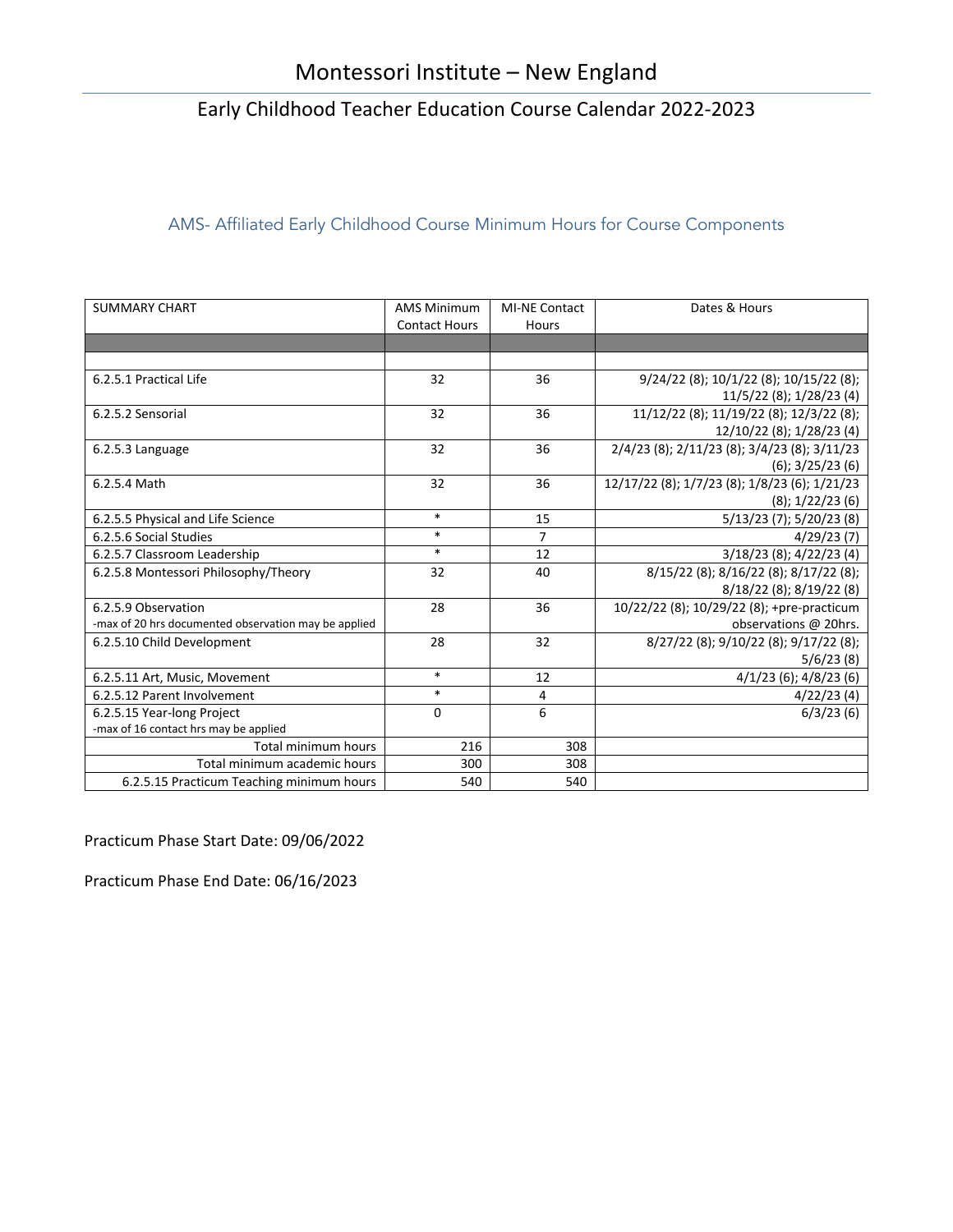# Montessori Institute – New England

## Early Childhood Teacher Education Course Calendar 2022-2023

### AMS- Affiliated Early Childhood Course Minimum Hours for Course Components

| SUMMARY CHART | AMS Minimum Contact Hours | MI-NE Contact Hours | Dates & Hours |
|---|---|---|---|
| | | | |
| | | | |
| 6.2.5.1 Practical Life | 32 | 36 | 9/24/22 (8); 10/1/22 (8); 10/15/22 (8); 11/5/22 (8); 1/28/23 (4) |
| 6.2.5.2 Sensorial | 32 | 36 | 11/12/22 (8); 11/19/22 (8); 12/3/22 (8); 12/10/22 (8); 1/28/23 (4) |
| 6.2.5.3 Language | 32 | 36 | 2/4/23 (8); 2/11/23 (8); 3/4/23 (8); 3/11/23 (6); 3/25/23 (6) |
| 6.2.5.4 Math | 32 | 36 | 12/17/22 (8); 1/7/23 (8); 1/8/23 (6); 1/21/23 (8); 1/22/23 (6) |
| 6.2.5.5 Physical and Life Science | * | 15 | 5/13/23 (7); 5/20/23 (8) |
| 6.2.5.6 Social Studies | * | 7 | 4/29/23 (7) |
| 6.2.5.7 Classroom Leadership | * | 12 | 3/18/23 (8); 4/22/23 (4) |
| 6.2.5.8 Montessori Philosophy/Theory | 32 | 40 | 8/15/22 (8); 8/16/22 (8); 8/17/22 (8); 8/18/22 (8); 8/19/22 (8) |
| 6.2.5.9 Observation<br>-max of 20 hrs documented observation may be applied | 28 | 36 | 10/22/22 (8); 10/29/22 (8); +pre-practicum observations @ 20hrs. |
| 6.2.5.10 Child Development | 28 | 32 | 8/27/22 (8); 9/10/22 (8); 9/17/22 (8); 5/6/23 (8) |
| 6.2.5.11 Art, Music, Movement | * | 12 | 4/1/23 (6); 4/8/23 (6) |
| 6.2.5.12 Parent Involvement | * | 4 | 4/22/23 (4) |
| 6.2.5.15 Year-long Project<br>-max of 16 contact hrs may be applied | 0 | 6 | 6/3/23 (6) |
| Total minimum hours | 216 | 308 | |
| Total minimum academic hours | 300 | 308 | |
| 6.2.5.15 Practicum Teaching minimum hours | 540 | 540 | |

Practicum Phase Start Date: 09/06/2022

Practicum Phase End Date: 06/16/2023